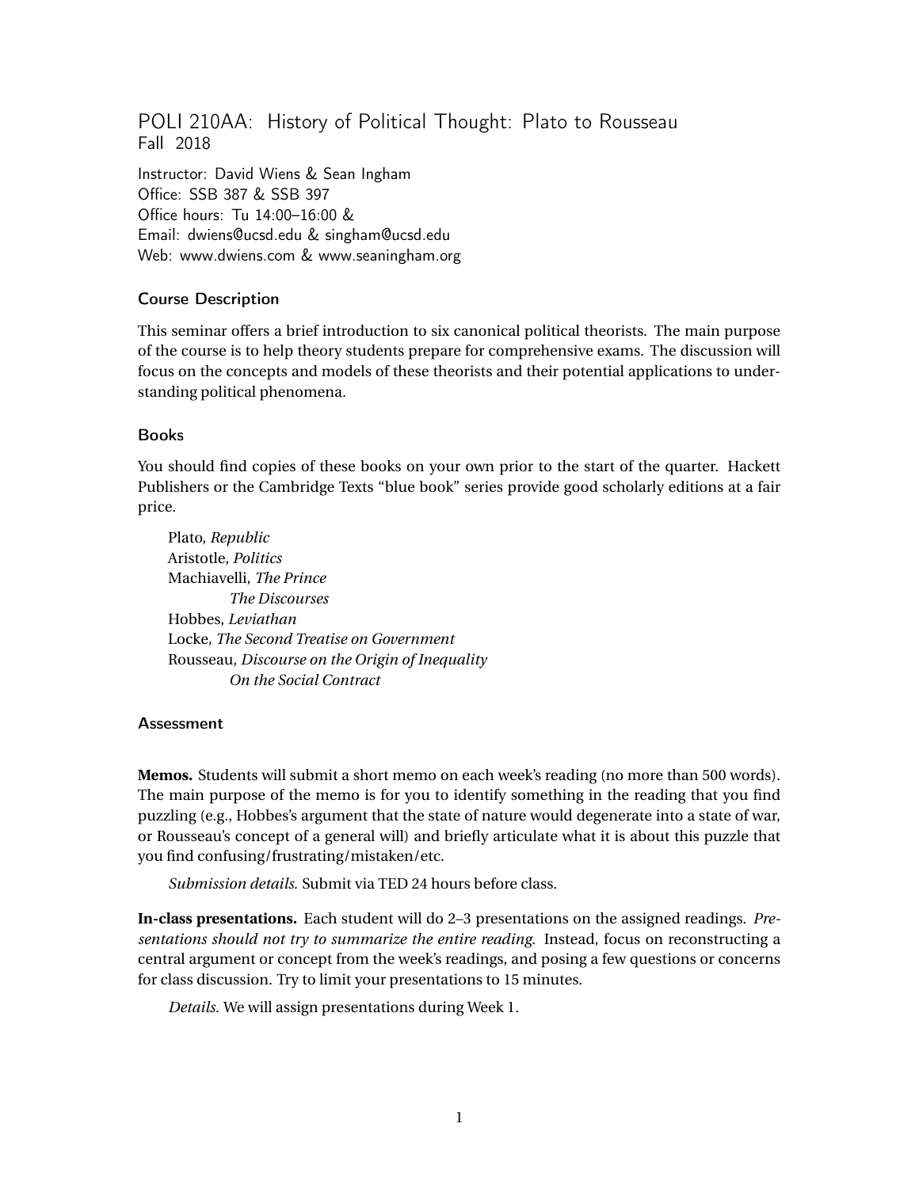# POLI 210AA: History of Political Thought: Plato to Rousseau

Fall 2018

Instructor: David Wiens & Sean Ingham
Office: SSB 387 & SSB 397
Office hours: Tu 14:00–16:00 &
Email: dwiens@ucsd.edu & singham@ucsd.edu
Web: www.dwiens.com & www.seaningham.org

## Course Description

This seminar offers a brief introduction to six canonical political theorists. The main purpose of the course is to help theory students prepare for comprehensive exams. The discussion will focus on the concepts and models of these theorists and their potential applications to understanding political phenomena.

## Books

You should find copies of these books on your own prior to the start of the quarter. Hackett Publishers or the Cambridge Texts "blue book" series provide good scholarly editions at a fair price.

Plato, *Republic*
Aristotle, *Politics*
Machiavelli, *The Prince*
  *The Discourses*
Hobbes, *Leviathan*
Locke, *The Second Treatise on Government*
Rousseau, *Discourse on the Origin of Inequality*
  *On the Social Contract*

## Assessment

**Memos.** Students will submit a short memo on each week's reading (no more than 500 words). The main purpose of the memo is for you to identify something in the reading that you find puzzling (e.g., Hobbes's argument that the state of nature would degenerate into a state of war, or Rousseau's concept of a general will) and briefly articulate what it is about this puzzle that you find confusing/frustrating/mistaken/etc.

*Submission details.* Submit via TED 24 hours before class.

**In-class presentations.** Each student will do 2–3 presentations on the assigned readings. *Presentations should not try to summarize the entire reading.* Instead, focus on reconstructing a central argument or concept from the week's readings, and posing a few questions or concerns for class discussion. Try to limit your presentations to 15 minutes.

*Details.* We will assign presentations during Week 1.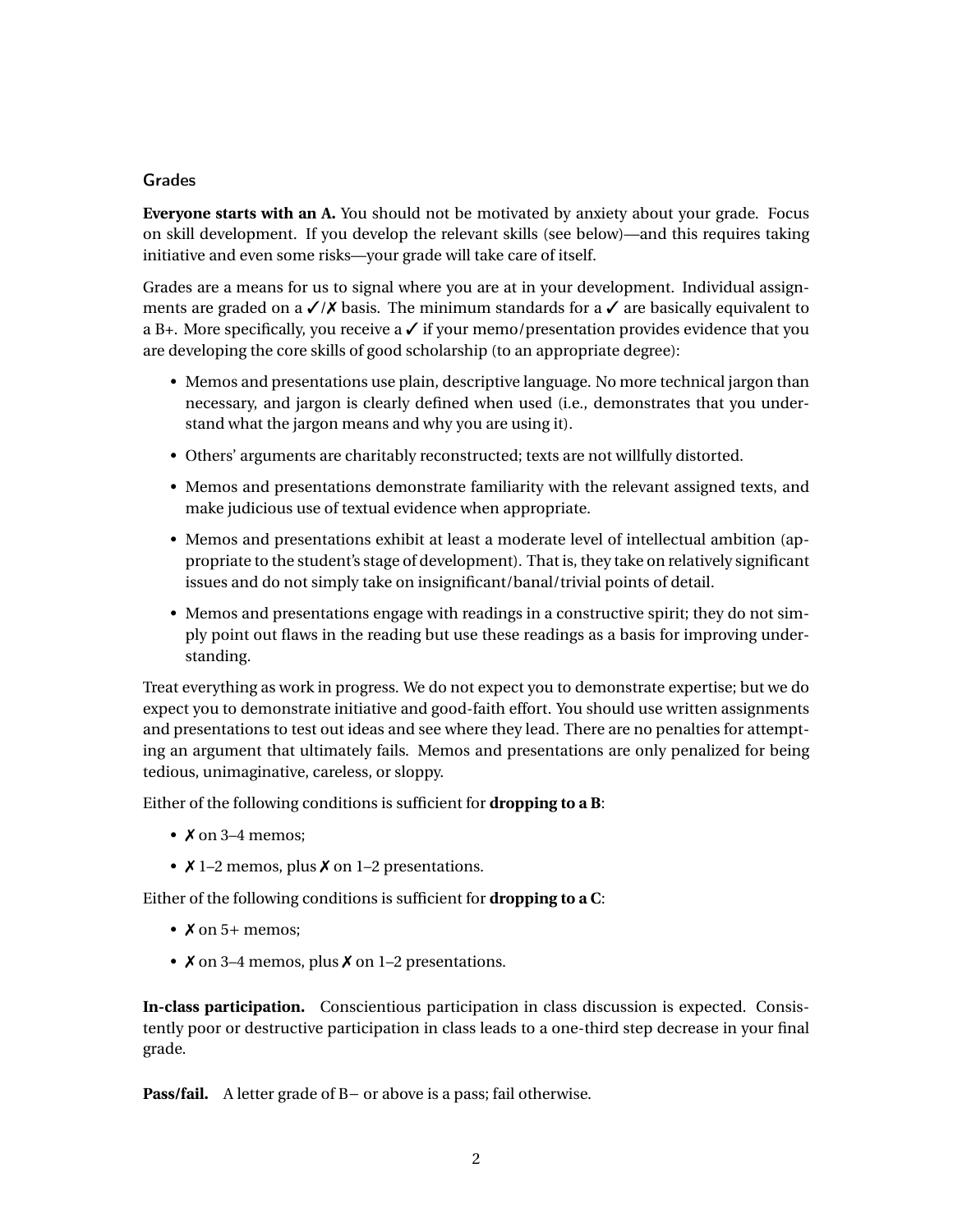## Grades

**Everyone starts with an A.** You should not be motivated by anxiety about your grade. Focus on skill development. If you develop the relevant skills (see below)—and this requires taking initiative and even some risks—your grade will take care of itself.

Grades are a means for us to signal where you are at in your development. Individual assignments are graded on a ✓/✗ basis. The minimum standards for a ✓ are basically equivalent to a B+. More specifically, you receive a ✓ if your memo/presentation provides evidence that you are developing the core skills of good scholarship (to an appropriate degree):

- Memos and presentations use plain, descriptive language. No more technical jargon than necessary, and jargon is clearly defined when used (i.e., demonstrates that you understand what the jargon means and why you are using it).
- Others' arguments are charitably reconstructed; texts are not willfully distorted.
- Memos and presentations demonstrate familiarity with the relevant assigned texts, and make judicious use of textual evidence when appropriate.
- Memos and presentations exhibit at least a moderate level of intellectual ambition (appropriate to the student's stage of development). That is, they take on relatively significant issues and do not simply take on insignificant/banal/trivial points of detail.
- Memos and presentations engage with readings in a constructive spirit; they do not simply point out flaws in the reading but use these readings as a basis for improving understanding.

Treat everything as work in progress. We do not expect you to demonstrate expertise; but we do expect you to demonstrate initiative and good-faith effort. You should use written assignments and presentations to test out ideas and see where they lead. There are no penalties for attempting an argument that ultimately fails. Memos and presentations are only penalized for being tedious, unimaginative, careless, or sloppy.

Either of the following conditions is sufficient for **dropping to a B**:

- ✗ on 3–4 memos;
- ✗ 1–2 memos, plus ✗ on 1–2 presentations.

Either of the following conditions is sufficient for **dropping to a C**:

- ✗ on 5+ memos;
- ✗ on 3–4 memos, plus ✗ on 1–2 presentations.

**In-class participation.** Conscientious participation in class discussion is expected. Consistently poor or destructive participation in class leads to a one-third step decrease in your final grade.

**Pass/fail.** A letter grade of B− or above is a pass; fail otherwise.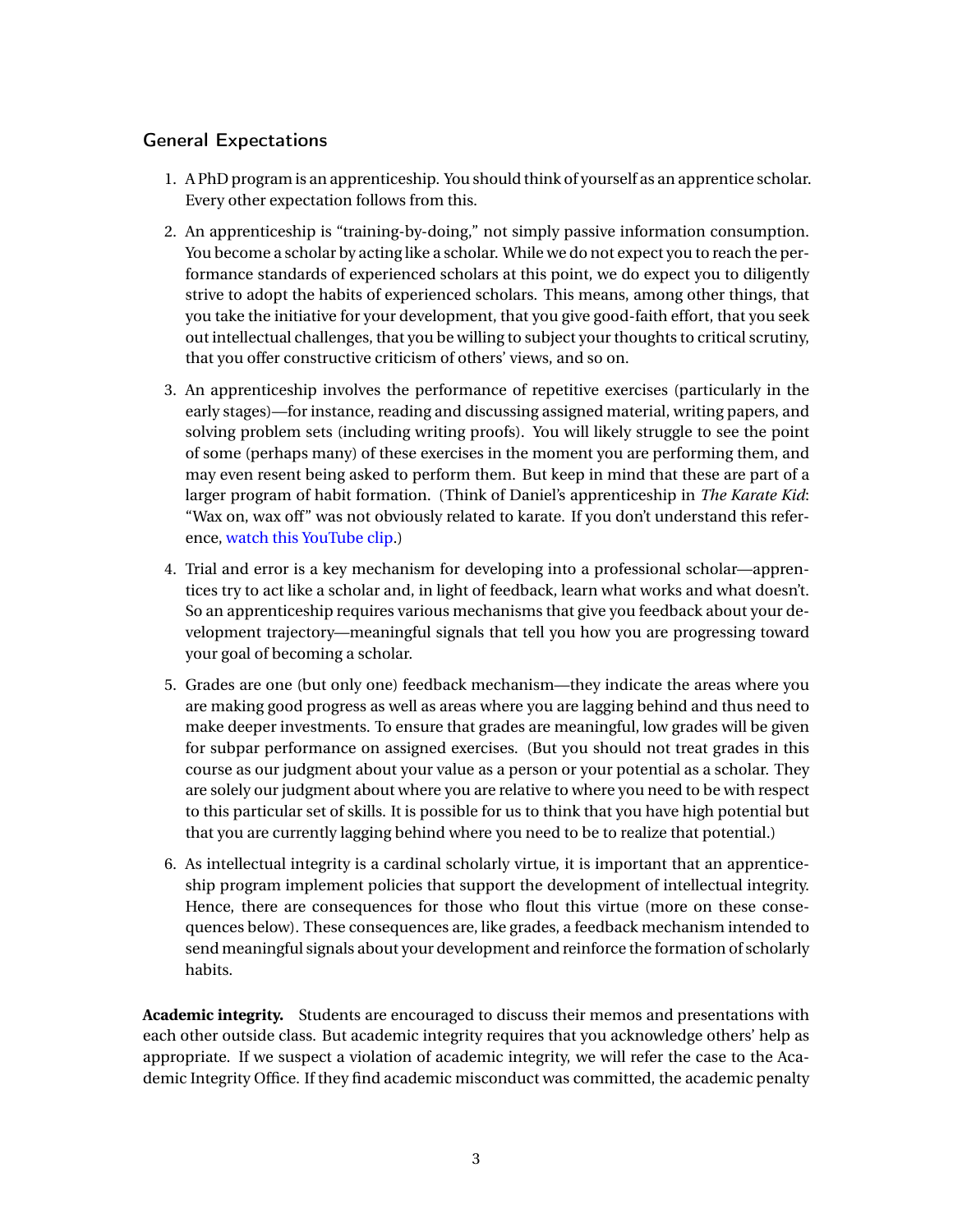## General Expectations

1. A PhD program is an apprenticeship. You should think of yourself as an apprentice scholar. Every other expectation follows from this.

2. An apprenticeship is "training-by-doing," not simply passive information consumption. You become a scholar by acting like a scholar. While we do not expect you to reach the performance standards of experienced scholars at this point, we do expect you to diligently strive to adopt the habits of experienced scholars. This means, among other things, that you take the initiative for your development, that you give good-faith effort, that you seek out intellectual challenges, that you be willing to subject your thoughts to critical scrutiny, that you offer constructive criticism of others' views, and so on.

3. An apprenticeship involves the performance of repetitive exercises (particularly in the early stages)—for instance, reading and discussing assigned material, writing papers, and solving problem sets (including writing proofs). You will likely struggle to see the point of some (perhaps many) of these exercises in the moment you are performing them, and may even resent being asked to perform them. But keep in mind that these are part of a larger program of habit formation. (Think of Daniel's apprenticeship in *The Karate Kid*: "Wax on, wax off" was not obviously related to karate. If you don't understand this reference, watch this YouTube clip.)

4. Trial and error is a key mechanism for developing into a professional scholar—apprentices try to act like a scholar and, in light of feedback, learn what works and what doesn't. So an apprenticeship requires various mechanisms that give you feedback about your development trajectory—meaningful signals that tell you how you are progressing toward your goal of becoming a scholar.

5. Grades are one (but only one) feedback mechanism—they indicate the areas where you are making good progress as well as areas where you are lagging behind and thus need to make deeper investments. To ensure that grades are meaningful, low grades will be given for subpar performance on assigned exercises. (But you should not treat grades in this course as our judgment about your value as a person or your potential as a scholar. They are solely our judgment about where you are relative to where you need to be with respect to this particular set of skills. It is possible for us to think that you have high potential but that you are currently lagging behind where you need to be to realize that potential.)

6. As intellectual integrity is a cardinal scholarly virtue, it is important that an apprenticeship program implement policies that support the development of intellectual integrity. Hence, there are consequences for those who flout this virtue (more on these consequences below). These consequences are, like grades, a feedback mechanism intended to send meaningful signals about your development and reinforce the formation of scholarly habits.

**Academic integrity.** Students are encouraged to discuss their memos and presentations with each other outside class. But academic integrity requires that you acknowledge others' help as appropriate. If we suspect a violation of academic integrity, we will refer the case to the Academic Integrity Office. If they find academic misconduct was committed, the academic penalty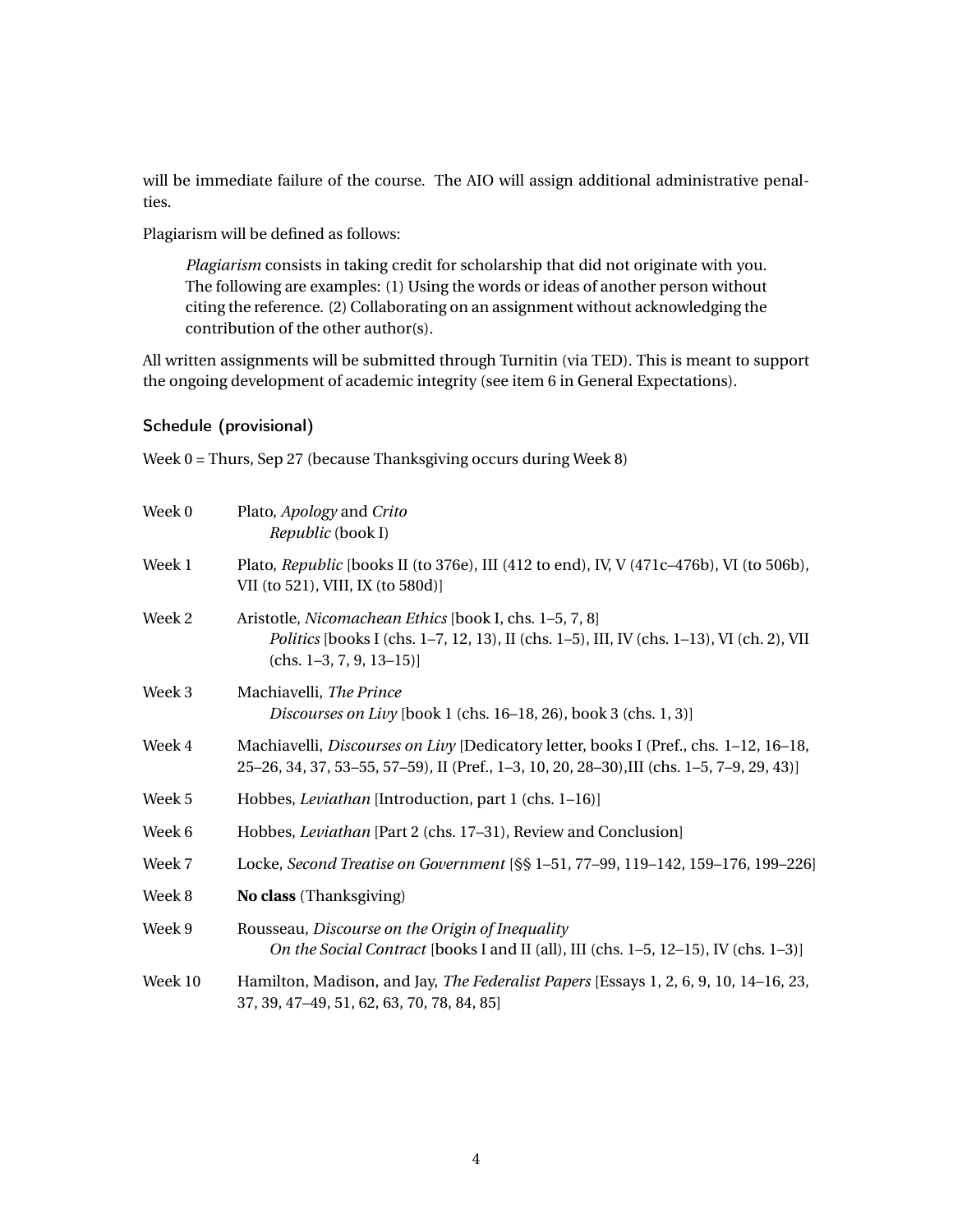will be immediate failure of the course. The AIO will assign additional administrative penalties.

Plagiarism will be defined as follows:

> *Plagiarism* consists in taking credit for scholarship that did not originate with you. The following are examples: (1) Using the words or ideas of another person without citing the reference. (2) Collaborating on an assignment without acknowledging the contribution of the other author(s).

All written assignments will be submitted through Turnitin (via TED). This is meant to support the ongoing development of academic integrity (see item 6 in General Expectations).

### Schedule (provisional)

Week 0 = Thurs, Sep 27 (because Thanksgiving occurs during Week 8)

| | |
|---|---|
| Week 0 | Plato, *Apology* and *Crito*<br>*Republic* (book I) |
| Week 1 | Plato, *Republic* [books II (to 376e), III (412 to end), IV, V (471c–476b), VI (to 506b), VII (to 521), VIII, IX (to 580d)] |
| Week 2 | Aristotle, *Nicomachean Ethics* [book I, chs. 1–5, 7, 8]<br>*Politics* [books I (chs. 1–7, 12, 13), II (chs. 1–5), III, IV (chs. 1–13), VI (ch. 2), VII (chs. 1–3, 7, 9, 13–15)] |
| Week 3 | Machiavelli, *The Prince*<br>*Discourses on Livy* [book 1 (chs. 16–18, 26), book 3 (chs. 1, 3)] |
| Week 4 | Machiavelli, *Discourses on Livy* [Dedicatory letter, books I (Pref., chs. 1–12, 16–18, 25–26, 34, 37, 53–55, 57–59), II (Pref., 1–3, 10, 20, 28–30),III (chs. 1–5, 7–9, 29, 43)] |
| Week 5 | Hobbes, *Leviathan* [Introduction, part 1 (chs. 1–16)] |
| Week 6 | Hobbes, *Leviathan* [Part 2 (chs. 17–31), Review and Conclusion] |
| Week 7 | Locke, *Second Treatise on Government* [§§ 1–51, 77–99, 119–142, 159–176, 199–226] |
| Week 8 | **No class** (Thanksgiving) |
| Week 9 | Rousseau, *Discourse on the Origin of Inequality*<br>*On the Social Contract* [books I and II (all), III (chs. 1–5, 12–15), IV (chs. 1–3)] |
| Week 10 | Hamilton, Madison, and Jay, *The Federalist Papers* [Essays 1, 2, 6, 9, 10, 14–16, 23, 37, 39, 47–49, 51, 62, 63, 70, 78, 84, 85] |